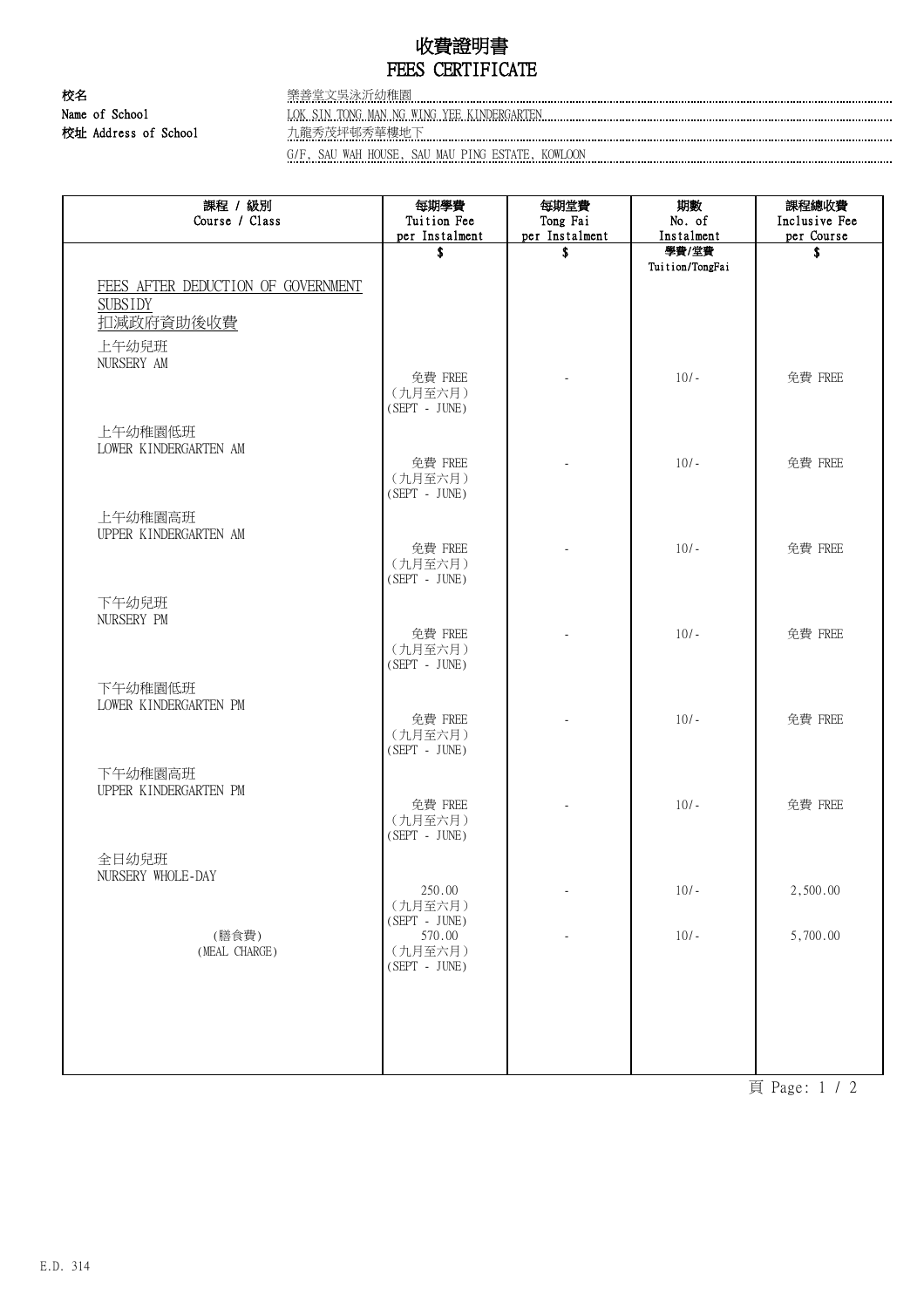# 收費證明書
# FEES CERTIFICATE

校名
Name of School: 樂善堂文吳泳沂幼稚園
LOK SIN TONG MAN NG WING YEE KINDERGARTEN

校址 Address of School: 九龍秀茂坪邨秀華樓地下
G/F, SAU WAH HOUSE, SAU MAU PING ESTATE, KOWLOON

| 課程 / 級別 Course / Class | 每期學費 Tuition Fee per Instalment | 每期堂費 Tong Fai per Instalment | 期數 No. of Instalment | 課程總收費 Inclusive Fee per Course |
|---|---|---|---|---|
| | $ | $ | 學費/堂費 Tuition/TongFai | $ |
| FEES AFTER DEDUCTION OF GOVERNMENT SUBSIDY 扣減政府資助後收費 | | | | |
| 上午幼兒班 NURSERY AM | 免費 FREE (九月至六月) (SEPT - JUNE) | - | 10/- | 免費 FREE |
| 上午幼稚園低班 LOWER KINDERGARTEN AM | 免費 FREE (九月至六月) (SEPT - JUNE) | - | 10/- | 免費 FREE |
| 上午幼稚園高班 UPPER KINDERGARTEN AM | 免費 FREE (九月至六月) (SEPT - JUNE) | - | 10/- | 免費 FREE |
| 下午幼兒班 NURSERY PM | 免費 FREE (九月至六月) (SEPT - JUNE) | - | 10/- | 免費 FREE |
| 下午幼稚園低班 LOWER KINDERGARTEN PM | 免費 FREE (九月至六月) (SEPT - JUNE) | - | 10/- | 免費 FREE |
| 下午幼稚園高班 UPPER KINDERGARTEN PM | 免費 FREE (九月至六月) (SEPT - JUNE) | - | 10/- | 免費 FREE |
| 全日幼兒班 NURSERY WHOLE-DAY | 250.00 (九月至六月) (SEPT - JUNE) | - | 10/- | 2,500.00 |
| (膳食費) (MEAL CHARGE) | 570.00 (九月至六月) (SEPT - JUNE) | - | 10/- | 5,700.00 |

E.D. 314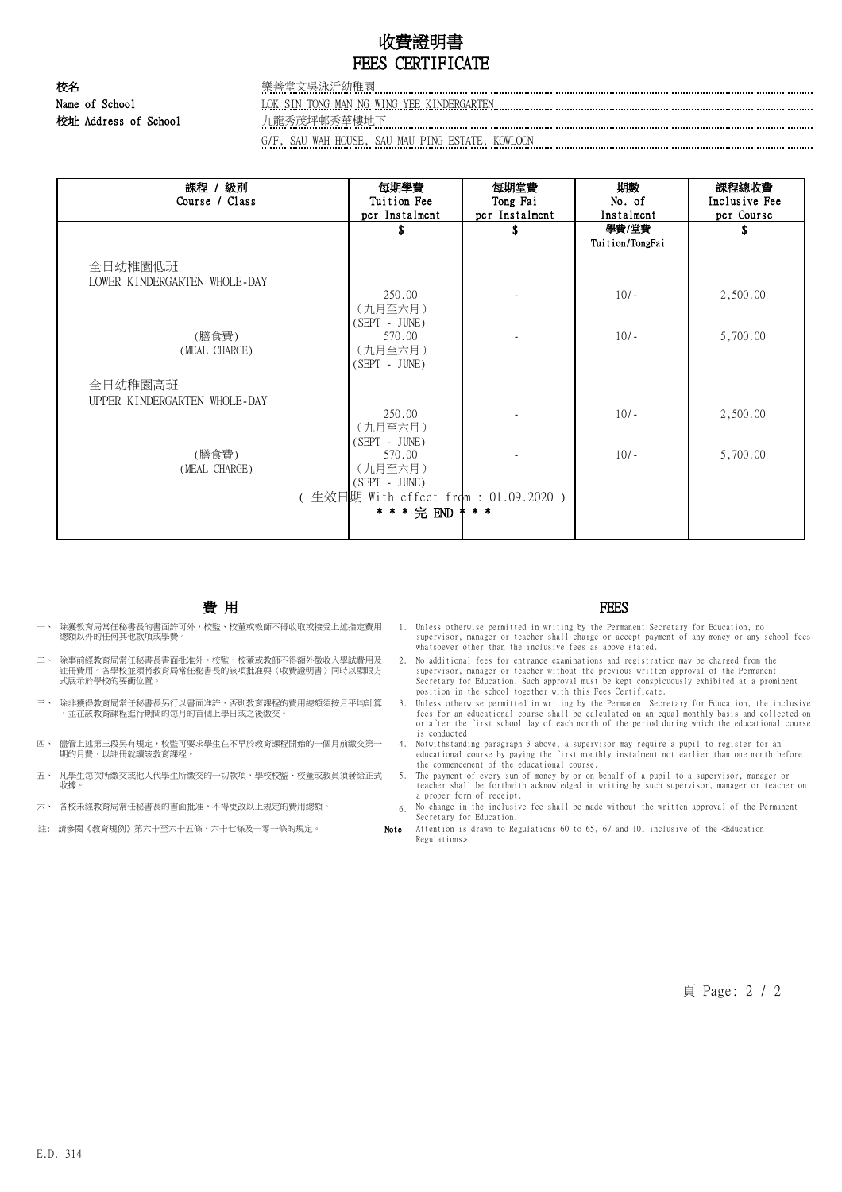# 收費證明書
# FEES CERTIFICATE

**校名** 樂善堂文吳泳沂幼稚園
**Name of School** LOK SIN TONG MAN NG WING YEE KINDERGARTEN
**校址 Address of School** 九龍秀茂坪邨秀華樓地下
G/F, SAU WAH HOUSE, SAU MAU PING ESTATE, KOWLOON

| 課程 / 級別<br>Course / Class | 每期學費<br>Tuition Fee<br>per Instalment | 每期堂費<br>Tong Fai<br>per Instalment | 期數<br>No. of<br>Instalment | 課程總收費<br>Inclusive Fee<br>per Course |
|---|---|---|---|---|
| | $ | $ | 學費/堂費<br>Tuition/TongFai | $ |
| 全日幼稚園低班<br>LOWER KINDERGARTEN WHOLE-DAY | | | | |
| | 250.00<br>（九月至六月）<br>(SEPT - JUNE) | - | 10/- | 2,500.00 |
| (膳食費)<br>(MEAL CHARGE) | 570.00<br>（九月至六月）<br>(SEPT - JUNE) | - | 10/- | 5,700.00 |
| 全日幼稚園高班<br>UPPER KINDERGARTEN WHOLE-DAY | | | | |
| | 250.00<br>（九月至六月）<br>(SEPT - JUNE) | - | 10/- | 2,500.00 |
| (膳食費)<br>(MEAL CHARGE) | 570.00<br>（九月至六月）<br>(SEPT - JUNE) | - | 10/- | 5,700.00 |
| | ( 生效日期 With effect from : 01.09.2020 ) | | | |
| | * * * 完 END * * * | | | |

## 費 用

一、 除獲教育局常任秘書長的書面許可外，校監、校董或教師不得收取或接受上述指定費用總額以外的任何其他款項或學費。

二、 除事前經教育局常任秘書長書面批准外，校監、校董或教師不得額外徵收入學試費用及註冊費用。各學校並須將教育局常任秘書長的該項批准與〈收費證明書〉同時以顯眼方式展示於學校的要衝位置。

三、 除非獲得教育局常任秘書長另行以書面准許，否則教育課程的費用總額須按月平均計算，並在該教育課程進行期間的每月的首個上學日或之後徵交。

四、 儘管上述第三段另有規定，校監可要求學生在不早於教育課程開始的一個月前繳交第一期的月費，以註冊就讀該教育課程。

五、 凡學生每次所繳交或他人代學生所繳交的一切款項，學校校監、校董或教員須發給正式收據。

六、 各校未經教育局常任秘書長的書面批准，不得更改以上規定的費用總額。

註: 請參閱《教育規例》第六十至六十五條、六十七條及一零一條的規定。

## FEES

1. Unless otherwise permitted in writing by the Permanent Secretary for Education, no supervisor, manager or teacher shall charge or accept payment of any money or any school fees whatsoever other than the inclusive fees as above stated.
2. No additional fees for entrance examinations and registration may be charged from the supervisor, manager or teacher without the previous written approval of the Permanent Secretary for Education. Such approval must be kept conspicuously exhibited at a prominent position in the school together with this Fees Certificate.
3. Unless otherwise permitted in writing by the Permanent Secretary for Education, the inclusive fees for an educational course shall be calculated on an equal monthly basis and collected on or after the first school day of each month of the period during which the educational course is conducted.
4. Notwithstanding paragraph 3 above, a supervisor may require a pupil to register for an educational course by paying the first monthly instalment not earlier than one month before the commencement of the educational course.
5. The payment of every sum of money by or on behalf of a pupil to a supervisor, manager or teacher shall be forthwith acknowledged in writing by such supervisor, manager or teacher on a proper form of receipt.
6. No change in the inclusive fee shall be made without the written approval of the Permanent Secretary for Education.

**Note** Attention is drawn to Regulations 60 to 65, 67 and 101 inclusive of the <Education Regulations>

E.D. 314